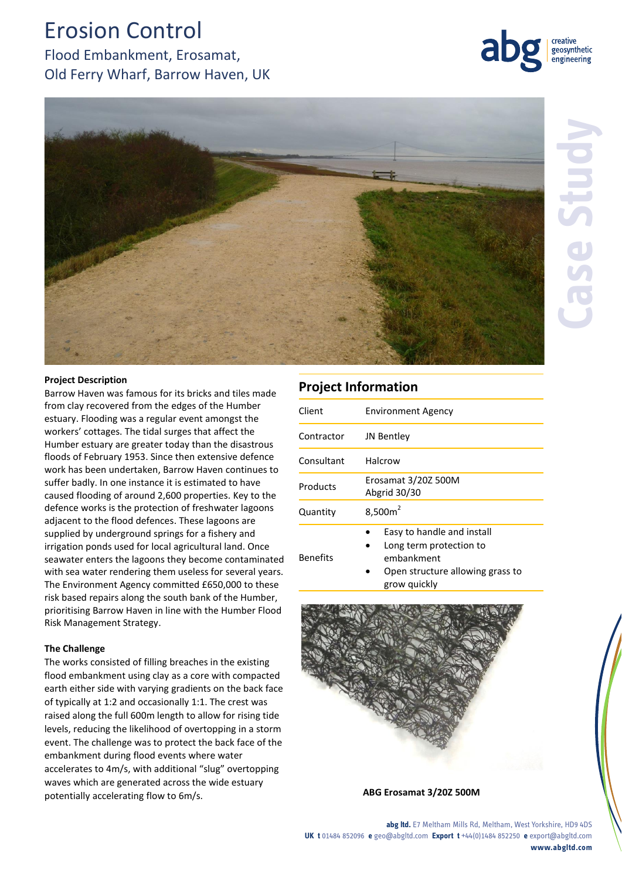# Erosion Control

## Flood Embankment, Erosamat, Old Ferry Wharf, Barrow Haven, UK

abg creative geosynthetic engineering

Case Study

**Project Description**

Barrow Haven was famous for its bricks and tiles made from clay recovered from the edges of the Humber estuary. Flooding was a regular event amongst the workers' cottages. The tidal surges that affect the Humber estuary are greater today than the disastrous floods of February 1953. Since then extensive defence work has been undertaken, Barrow Haven continues to suffer badly. In one instance it is estimated to have caused flooding of around 2,600 properties. Key to the defence works is the protection of freshwater lagoons adjacent to the flood defences. These lagoons are supplied by underground springs for a fishery and irrigation ponds used for local agricultural land. Once seawater enters the lagoons they become contaminated with sea water rendering them useless for several years. The Environment Agency committed £650,000 to these risk based repairs along the south bank of the Humber, prioritising Barrow Haven in line with the Humber Flood Risk Management Strategy.

**The Challenge**

The works consisted of filling breaches in the existing flood embankment using clay as a core with compacted earth either side with varying gradients on the back face of typically at 1:2 and occasionally 1:1. The crest was raised along the full 600m length to allow for rising tide levels, reducing the likelihood of overtopping in a storm event. The challenge was to protect the back face of the embankment during flood events where water accelerates to 4m/s, with additional "slug" overtopping waves which are generated across the wide estuary potentially accelerating flow to 6m/s.

## Project Information

| | |
|---|---|
| Client | Environment Agency |
| Contractor | JN Bentley |
| Consultant | Halcrow |
| Products | Erosamat 3/20Z 500M<br>Abgrid 30/30 |
| Quantity | 8,500m$^2$ |
| Benefits | • Easy to handle and install<br>• Long term protection to embankment<br>• Open structure allowing grass to grow quickly |

**ABG Erosamat 3/20Z 500M**

**abg ltd.** E7 Meltham Mills Rd, Meltham, West Yorkshire, HD9 4DS
**UK t** 01484 852096 **e** geo@abgltd.com **Export t** +44(0)1484 852250 **e** export@abgltd.com
**www.abgltd.com**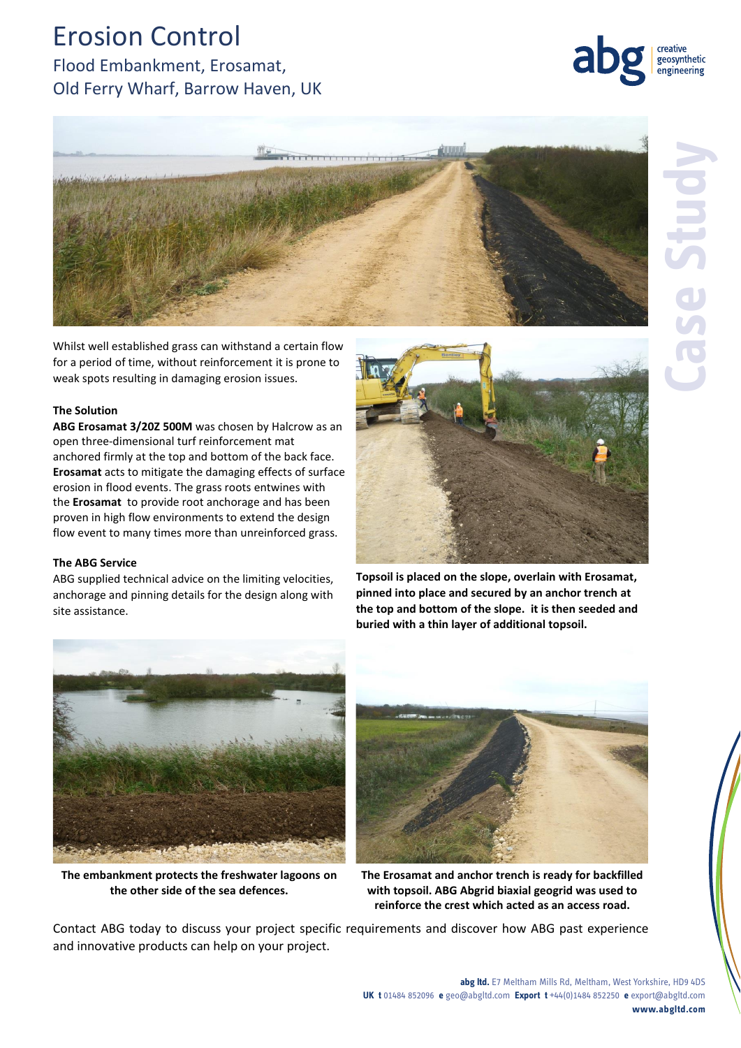# Erosion Control

## Flood Embankment, Erosamat, Old Ferry Wharf, Barrow Haven, UK

Case Study

Whilst well established grass can withstand a certain flow for a period of time, without reinforcement it is prone to weak spots resulting in damaging erosion issues.

### The Solution

**ABG Erosamat 3/20Z 500M** was chosen by Halcrow as an open three-dimensional turf reinforcement mat anchored firmly at the top and bottom of the back face. **Erosamat** acts to mitigate the damaging effects of surface erosion in flood events. The grass roots entwines with the **Erosamat** to provide root anchorage and has been proven in high flow environments to extend the design flow event to many times more than unreinforced grass.

### The ABG Service

ABG supplied technical advice on the limiting velocities, anchorage and pinning details for the design along with site assistance.

**Topsoil is placed on the slope, overlain with Erosamat, pinned into place and secured by an anchor trench at the top and bottom of the slope. it is then seeded and buried with a thin layer of additional topsoil.**

**The embankment protects the freshwater lagoons on the other side of the sea defences.**

**The Erosamat and anchor trench is ready for backfilled with topsoil. ABG Abgrid biaxial geogrid was used to reinforce the crest which acted as an access road.**

Contact ABG today to discuss your project specific requirements and discover how ABG past experience and innovative products can help on your project.

**abg ltd.** E7 Meltham Mills Rd, Meltham, West Yorkshire, HD9 4DS
**UK t** 01484 852096 **e** geo@abgltd.com **Export t** +44(0)1484 852250 **e** export@abgltd.com
**www.abgltd.com**